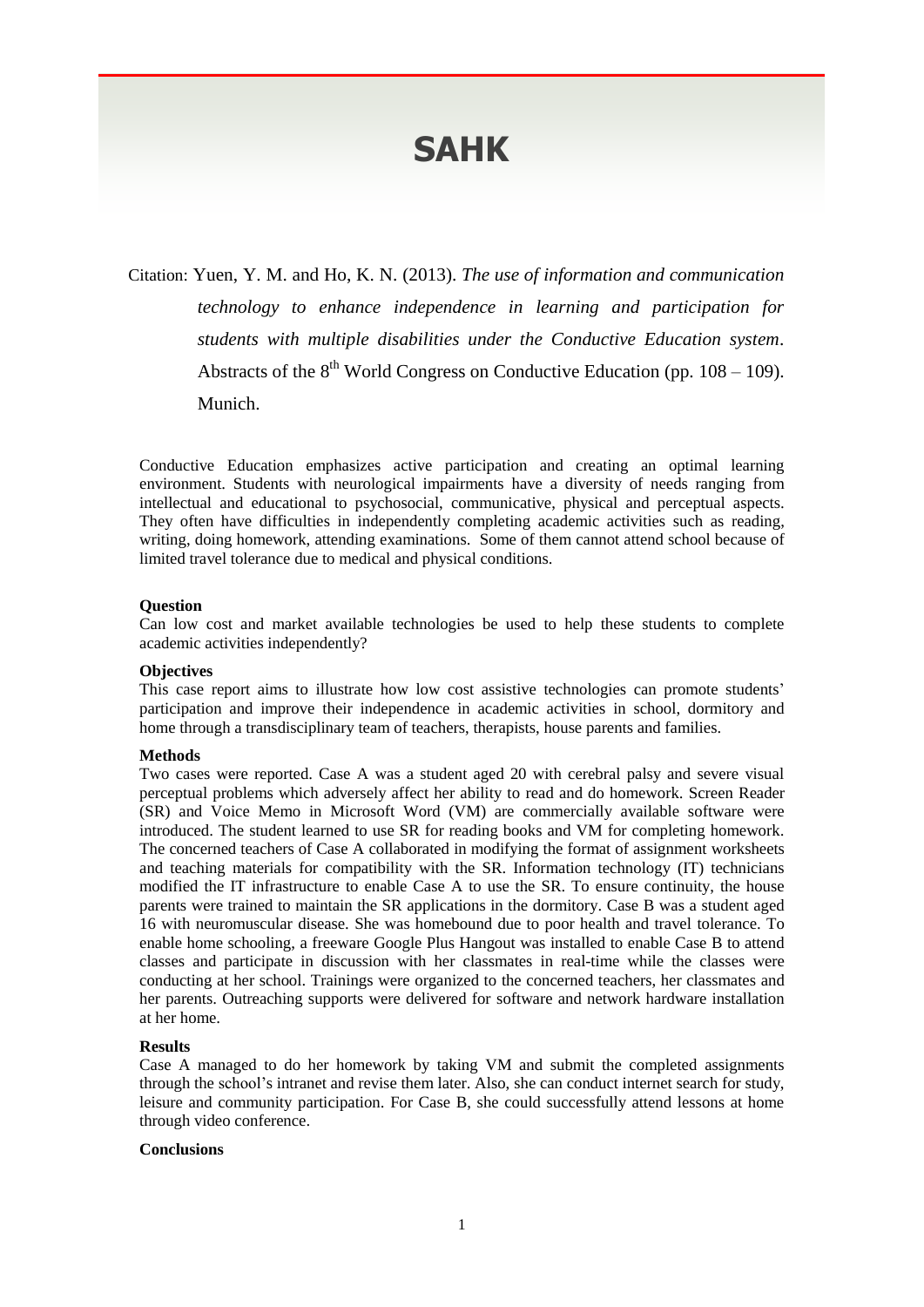# SAHK

Citation: Yuen, Y. M. and Ho, K. N. (2013). *The use of information and communication technology to enhance independence in learning and participation for students with multiple disabilities under the Conductive Education system*. Abstracts of the 8th World Congress on Conductive Education (pp. 108 – 109). Munich.

Conductive Education emphasizes active participation and creating an optimal learning environment. Students with neurological impairments have a diversity of needs ranging from intellectual and educational to psychosocial, communicative, physical and perceptual aspects. They often have difficulties in independently completing academic activities such as reading, writing, doing homework, attending examinations. Some of them cannot attend school because of limited travel tolerance due to medical and physical conditions.

**Question**

Can low cost and market available technologies be used to help these students to complete academic activities independently?

**Objectives**

This case report aims to illustrate how low cost assistive technologies can promote students' participation and improve their independence in academic activities in school, dormitory and home through a transdisciplinary team of teachers, therapists, house parents and families.

**Methods**

Two cases were reported. Case A was a student aged 20 with cerebral palsy and severe visual perceptual problems which adversely affect her ability to read and do homework. Screen Reader (SR) and Voice Memo in Microsoft Word (VM) are commercially available software were introduced. The student learned to use SR for reading books and VM for completing homework. The concerned teachers of Case A collaborated in modifying the format of assignment worksheets and teaching materials for compatibility with the SR. Information technology (IT) technicians modified the IT infrastructure to enable Case A to use the SR. To ensure continuity, the house parents were trained to maintain the SR applications in the dormitory. Case B was a student aged 16 with neuromuscular disease. She was homebound due to poor health and travel tolerance. To enable home schooling, a freeware Google Plus Hangout was installed to enable Case B to attend classes and participate in discussion with her classmates in real-time while the classes were conducting at her school. Trainings were organized to the concerned teachers, her classmates and her parents. Outreaching supports were delivered for software and network hardware installation at her home.

**Results**

Case A managed to do her homework by taking VM and submit the completed assignments through the school's intranet and revise them later. Also, she can conduct internet search for study, leisure and community participation. For Case B, she could successfully attend lessons at home through video conference.

**Conclusions**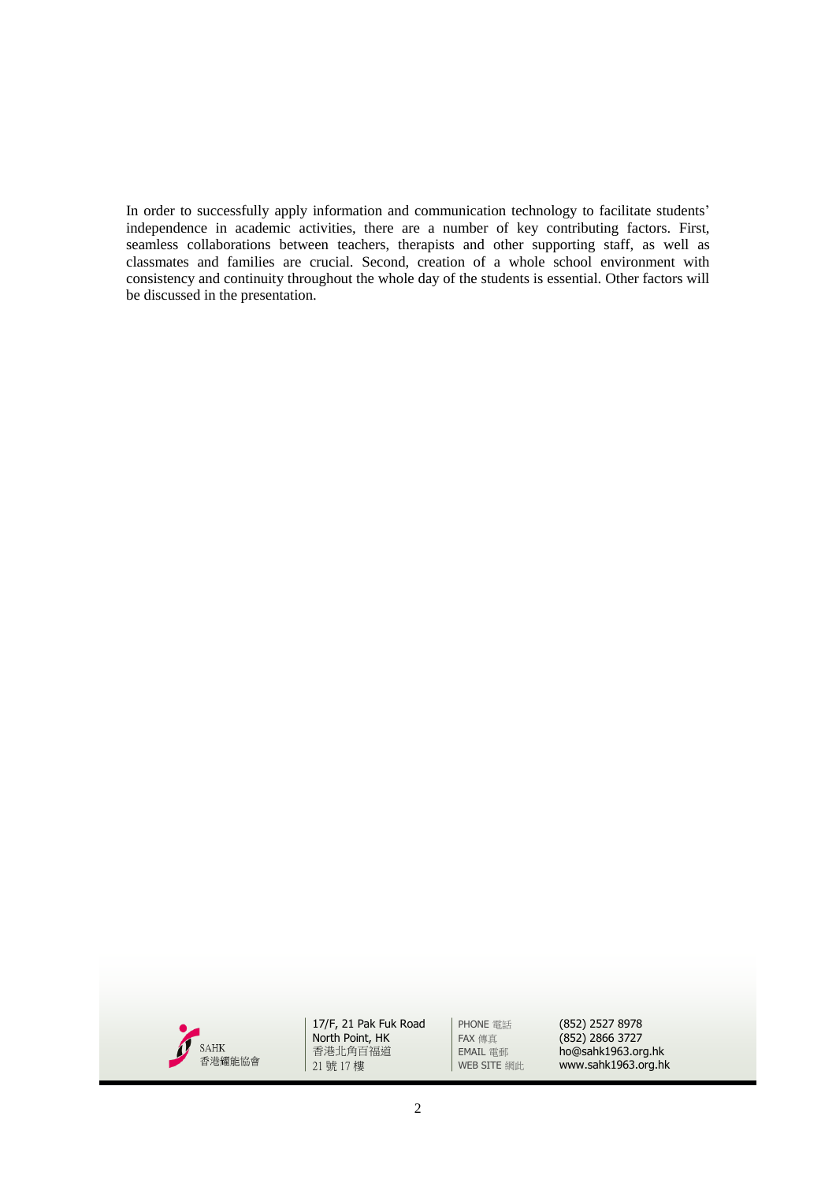In order to successfully apply information and communication technology to facilitate students' independence in academic activities, there are a number of key contributing factors. First, seamless collaborations between teachers, therapists and other supporting staff, as well as classmates and families are crucial. Second, creation of a whole school environment with consistency and continuity throughout the whole day of the students is essential. Other factors will be discussed in the presentation.